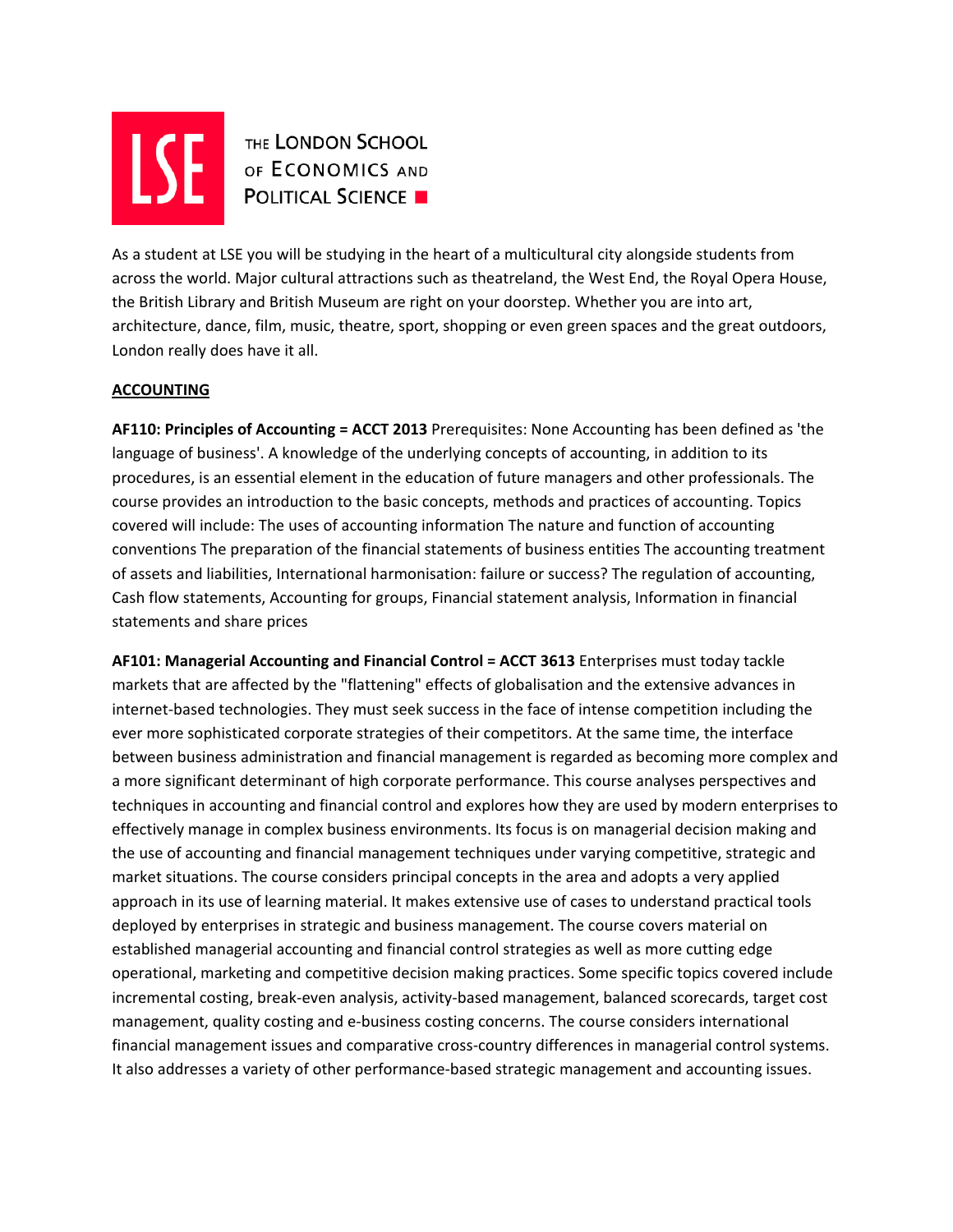THE LONDON SCHOOL OF ECONOMICS AND POLITICAL SCIENCE

As a student at LSE you will be studying in the heart of a multicultural city alongside students from across the world. Major cultural attractions such as theatreland, the West End, the Royal Opera House, the British Library and British Museum are right on your doorstep. Whether you are into art, architecture, dance, film, music, theatre, sport, shopping or even green spaces and the great outdoors, London really does have it all.

## ACCOUNTING

**AF110: Principles of Accounting = ACCT 2013** Prerequisites: None Accounting has been defined as 'the language of business'. A knowledge of the underlying concepts of accounting, in addition to its procedures, is an essential element in the education of future managers and other professionals. The course provides an introduction to the basic concepts, methods and practices of accounting. Topics covered will include: The uses of accounting information The nature and function of accounting conventions The preparation of the financial statements of business entities The accounting treatment of assets and liabilities, International harmonisation: failure or success? The regulation of accounting, Cash flow statements, Accounting for groups, Financial statement analysis, Information in financial statements and share prices

**AF101: Managerial Accounting and Financial Control = ACCT 3613** Enterprises must today tackle markets that are affected by the "flattening" effects of globalisation and the extensive advances in internet-based technologies. They must seek success in the face of intense competition including the ever more sophisticated corporate strategies of their competitors. At the same time, the interface between business administration and financial management is regarded as becoming more complex and a more significant determinant of high corporate performance. This course analyses perspectives and techniques in accounting and financial control and explores how they are used by modern enterprises to effectively manage in complex business environments. Its focus is on managerial decision making and the use of accounting and financial management techniques under varying competitive, strategic and market situations. The course considers principal concepts in the area and adopts a very applied approach in its use of learning material. It makes extensive use of cases to understand practical tools deployed by enterprises in strategic and business management. The course covers material on established managerial accounting and financial control strategies as well as more cutting edge operational, marketing and competitive decision making practices. Some specific topics covered include incremental costing, break-even analysis, activity-based management, balanced scorecards, target cost management, quality costing and e-business costing concerns. The course considers international financial management issues and comparative cross-country differences in managerial control systems. It also addresses a variety of other performance-based strategic management and accounting issues.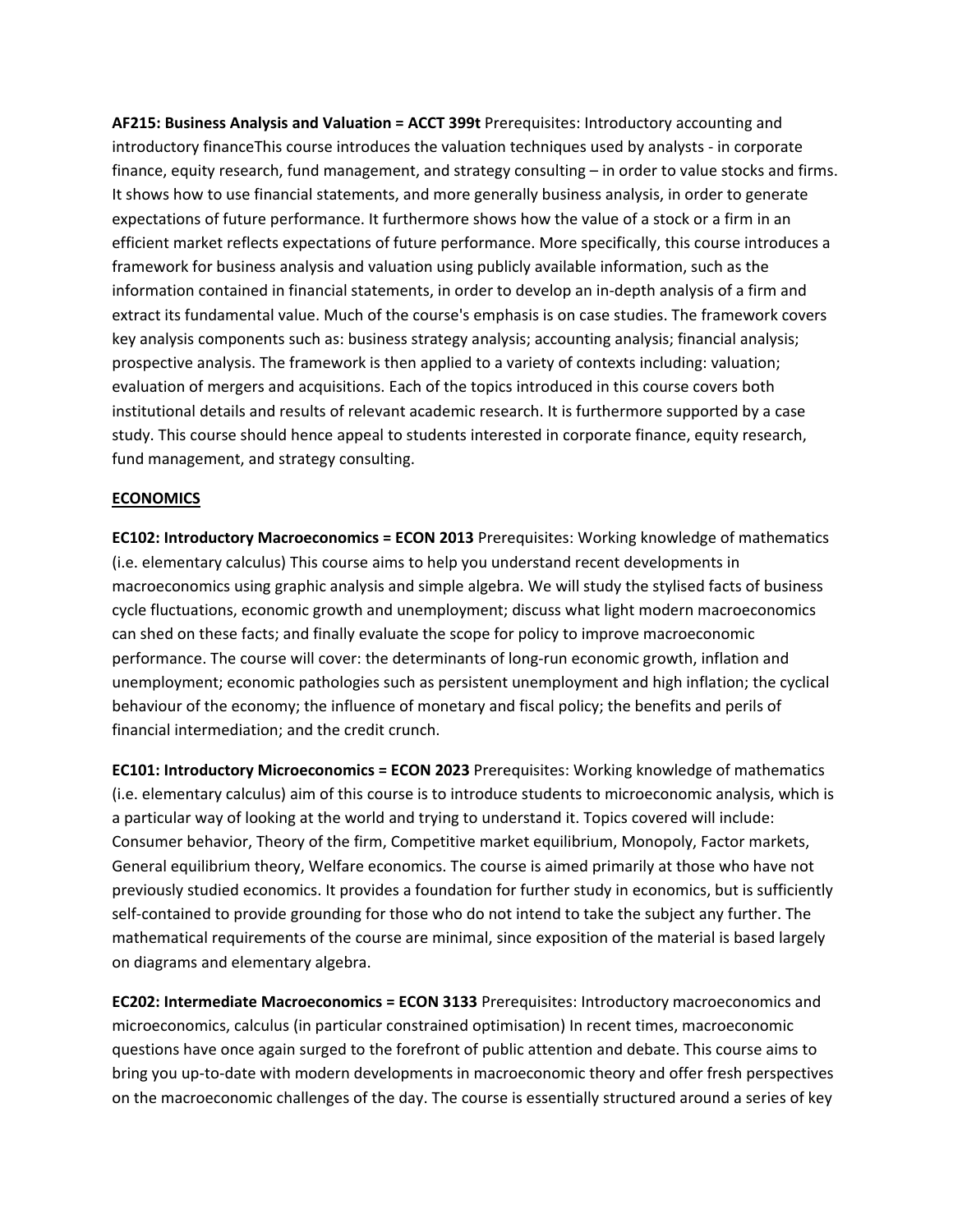**AF215: Business Analysis and Valuation = ACCT 399t** Prerequisites: Introductory accounting and introductory financeThis course introduces the valuation techniques used by analysts - in corporate finance, equity research, fund management, and strategy consulting – in order to value stocks and firms. It shows how to use financial statements, and more generally business analysis, in order to generate expectations of future performance. It furthermore shows how the value of a stock or a firm in an efficient market reflects expectations of future performance. More specifically, this course introduces a framework for business analysis and valuation using publicly available information, such as the information contained in financial statements, in order to develop an in-depth analysis of a firm and extract its fundamental value. Much of the course's emphasis is on case studies. The framework covers key analysis components such as: business strategy analysis; accounting analysis; financial analysis; prospective analysis. The framework is then applied to a variety of contexts including: valuation; evaluation of mergers and acquisitions. Each of the topics introduced in this course covers both institutional details and results of relevant academic research. It is furthermore supported by a case study. This course should hence appeal to students interested in corporate finance, equity research, fund management, and strategy consulting.

## ECONOMICS

**EC102: Introductory Macroeconomics = ECON 2013** Prerequisites: Working knowledge of mathematics (i.e. elementary calculus) This course aims to help you understand recent developments in macroeconomics using graphic analysis and simple algebra. We will study the stylised facts of business cycle fluctuations, economic growth and unemployment; discuss what light modern macroeconomics can shed on these facts; and finally evaluate the scope for policy to improve macroeconomic performance. The course will cover: the determinants of long-run economic growth, inflation and unemployment; economic pathologies such as persistent unemployment and high inflation; the cyclical behaviour of the economy; the influence of monetary and fiscal policy; the benefits and perils of financial intermediation; and the credit crunch.

**EC101: Introductory Microeconomics = ECON 2023** Prerequisites: Working knowledge of mathematics (i.e. elementary calculus) aim of this course is to introduce students to microeconomic analysis, which is a particular way of looking at the world and trying to understand it. Topics covered will include: Consumer behavior, Theory of the firm, Competitive market equilibrium, Monopoly, Factor markets, General equilibrium theory, Welfare economics. The course is aimed primarily at those who have not previously studied economics. It provides a foundation for further study in economics, but is sufficiently self-contained to provide grounding for those who do not intend to take the subject any further. The mathematical requirements of the course are minimal, since exposition of the material is based largely on diagrams and elementary algebra.

**EC202: Intermediate Macroeconomics = ECON 3133** Prerequisites: Introductory macroeconomics and microeconomics, calculus (in particular constrained optimisation) In recent times, macroeconomic questions have once again surged to the forefront of public attention and debate. This course aims to bring you up-to-date with modern developments in macroeconomic theory and offer fresh perspectives on the macroeconomic challenges of the day. The course is essentially structured around a series of key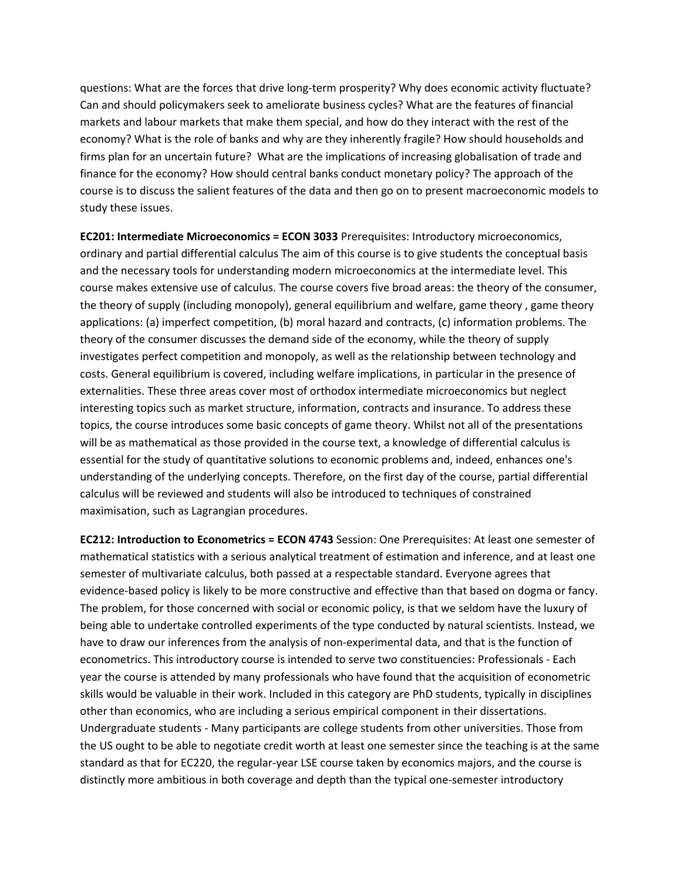questions: What are the forces that drive long-term prosperity? Why does economic activity fluctuate? Can and should policymakers seek to ameliorate business cycles? What are the features of financial markets and labour markets that make them special, and how do they interact with the rest of the economy? What is the role of banks and why are they inherently fragile? How should households and firms plan for an uncertain future? What are the implications of increasing globalisation of trade and finance for the economy? How should central banks conduct monetary policy? The approach of the course is to discuss the salient features of the data and then go on to present macroeconomic models to study these issues.

**EC201: Intermediate Microeconomics = ECON 3033** Prerequisites: Introductory microeconomics, ordinary and partial differential calculus The aim of this course is to give students the conceptual basis and the necessary tools for understanding modern microeconomics at the intermediate level. This course makes extensive use of calculus. The course covers five broad areas: the theory of the consumer, the theory of supply (including monopoly), general equilibrium and welfare, game theory , game theory applications: (a) imperfect competition, (b) moral hazard and contracts, (c) information problems. The theory of the consumer discusses the demand side of the economy, while the theory of supply investigates perfect competition and monopoly, as well as the relationship between technology and costs. General equilibrium is covered, including welfare implications, in particular in the presence of externalities. These three areas cover most of orthodox intermediate microeconomics but neglect interesting topics such as market structure, information, contracts and insurance. To address these topics, the course introduces some basic concepts of game theory. Whilst not all of the presentations will be as mathematical as those provided in the course text, a knowledge of differential calculus is essential for the study of quantitative solutions to economic problems and, indeed, enhances one's understanding of the underlying concepts. Therefore, on the first day of the course, partial differential calculus will be reviewed and students will also be introduced to techniques of constrained maximisation, such as Lagrangian procedures.

**EC212: Introduction to Econometrics = ECON 4743** Session: One Prerequisites: At least one semester of mathematical statistics with a serious analytical treatment of estimation and inference, and at least one semester of multivariate calculus, both passed at a respectable standard. Everyone agrees that evidence-based policy is likely to be more constructive and effective than that based on dogma or fancy. The problem, for those concerned with social or economic policy, is that we seldom have the luxury of being able to undertake controlled experiments of the type conducted by natural scientists. Instead, we have to draw our inferences from the analysis of non-experimental data, and that is the function of econometrics. This introductory course is intended to serve two constituencies: Professionals - Each year the course is attended by many professionals who have found that the acquisition of econometric skills would be valuable in their work. Included in this category are PhD students, typically in disciplines other than economics, who are including a serious empirical component in their dissertations. Undergraduate students - Many participants are college students from other universities. Those from the US ought to be able to negotiate credit worth at least one semester since the teaching is at the same standard as that for EC220, the regular-year LSE course taken by economics majors, and the course is distinctly more ambitious in both coverage and depth than the typical one-semester introductory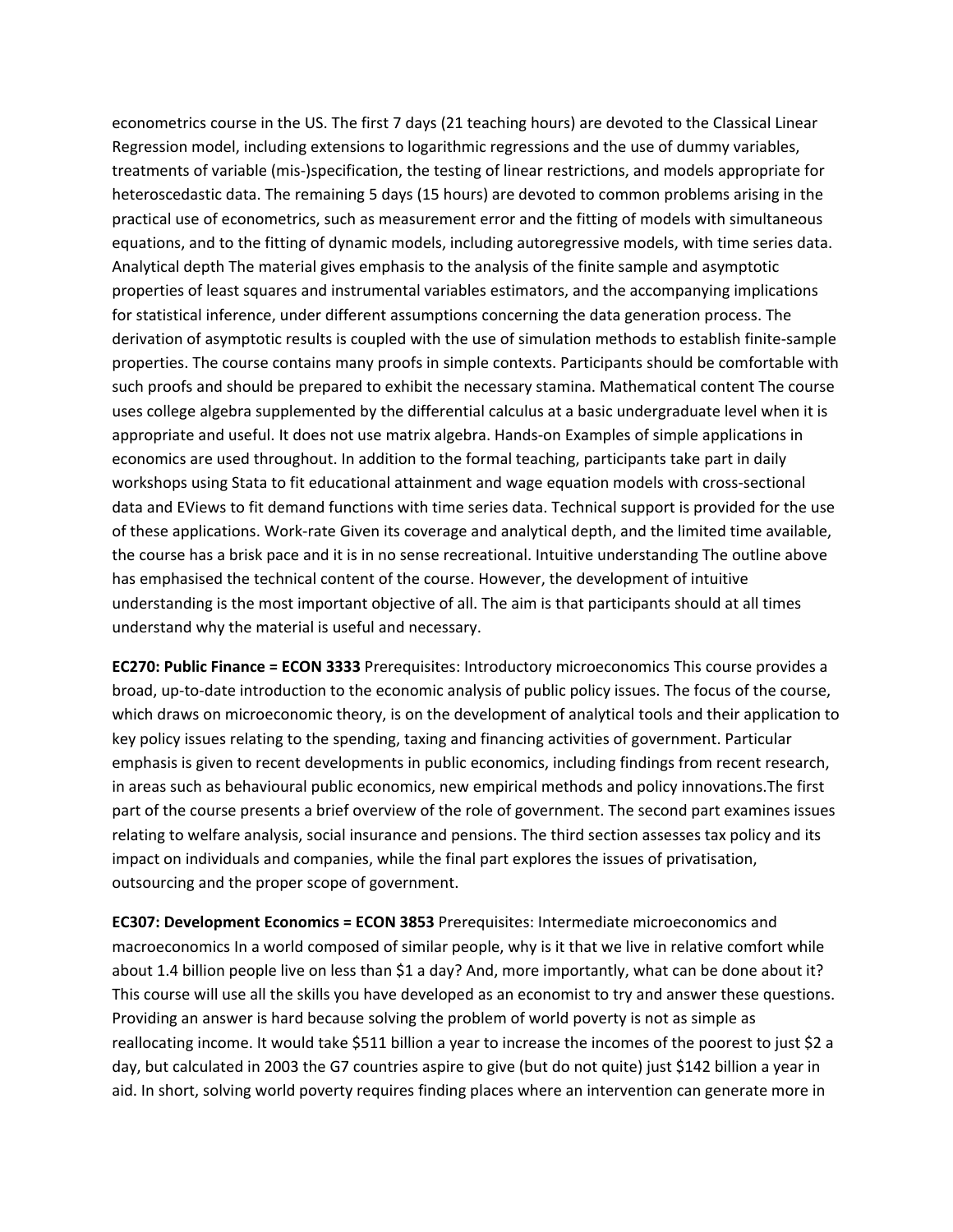econometrics course in the US. The first 7 days (21 teaching hours) are devoted to the Classical Linear Regression model, including extensions to logarithmic regressions and the use of dummy variables, treatments of variable (mis-)specification, the testing of linear restrictions, and models appropriate for heteroscedastic data. The remaining 5 days (15 hours) are devoted to common problems arising in the practical use of econometrics, such as measurement error and the fitting of models with simultaneous equations, and to the fitting of dynamic models, including autoregressive models, with time series data. Analytical depth The material gives emphasis to the analysis of the finite sample and asymptotic properties of least squares and instrumental variables estimators, and the accompanying implications for statistical inference, under different assumptions concerning the data generation process. The derivation of asymptotic results is coupled with the use of simulation methods to establish finite-sample properties. The course contains many proofs in simple contexts. Participants should be comfortable with such proofs and should be prepared to exhibit the necessary stamina. Mathematical content The course uses college algebra supplemented by the differential calculus at a basic undergraduate level when it is appropriate and useful. It does not use matrix algebra. Hands-on Examples of simple applications in economics are used throughout. In addition to the formal teaching, participants take part in daily workshops using Stata to fit educational attainment and wage equation models with cross-sectional data and EViews to fit demand functions with time series data. Technical support is provided for the use of these applications. Work-rate Given its coverage and analytical depth, and the limited time available, the course has a brisk pace and it is in no sense recreational. Intuitive understanding The outline above has emphasised the technical content of the course. However, the development of intuitive understanding is the most important objective of all. The aim is that participants should at all times understand why the material is useful and necessary.

**EC270: Public Finance = ECON 3333** Prerequisites: Introductory microeconomics This course provides a broad, up-to-date introduction to the economic analysis of public policy issues. The focus of the course, which draws on microeconomic theory, is on the development of analytical tools and their application to key policy issues relating to the spending, taxing and financing activities of government. Particular emphasis is given to recent developments in public economics, including findings from recent research, in areas such as behavioural public economics, new empirical methods and policy innovations.The first part of the course presents a brief overview of the role of government. The second part examines issues relating to welfare analysis, social insurance and pensions. The third section assesses tax policy and its impact on individuals and companies, while the final part explores the issues of privatisation, outsourcing and the proper scope of government.

**EC307: Development Economics = ECON 3853** Prerequisites: Intermediate microeconomics and macroeconomics In a world composed of similar people, why is it that we live in relative comfort while about 1.4 billion people live on less than $1 a day? And, more importantly, what can be done about it? This course will use all the skills you have developed as an economist to try and answer these questions. Providing an answer is hard because solving the problem of world poverty is not as simple as reallocating income. It would take $511 billion a year to increase the incomes of the poorest to just $2 a day, but calculated in 2003 the G7 countries aspire to give (but do not quite) just $142 billion a year in aid. In short, solving world poverty requires finding places where an intervention can generate more in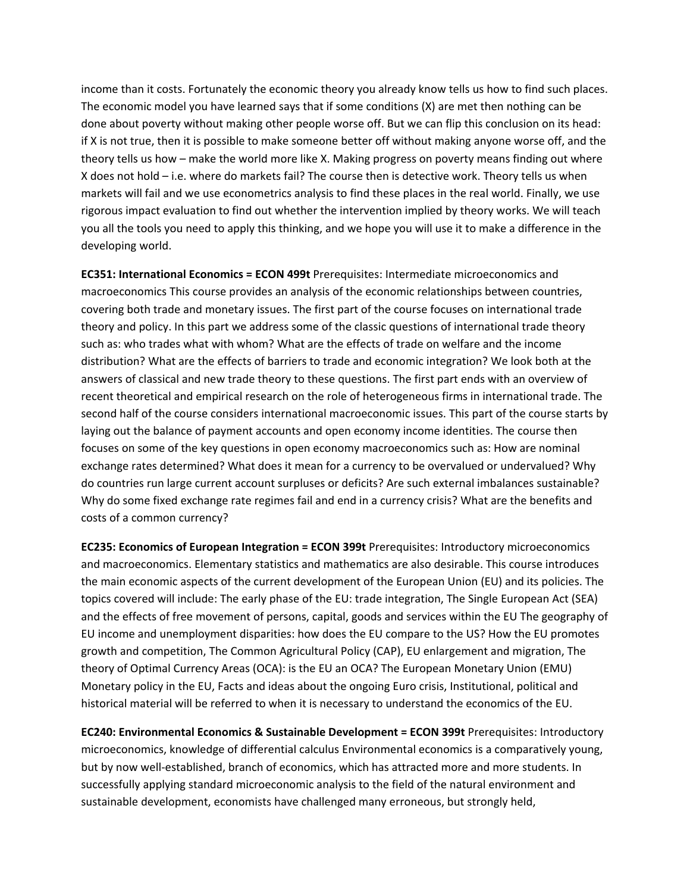income than it costs. Fortunately the economic theory you already know tells us how to find such places. The economic model you have learned says that if some conditions (X) are met then nothing can be done about poverty without making other people worse off. But we can flip this conclusion on its head: if X is not true, then it is possible to make someone better off without making anyone worse off, and the theory tells us how – make the world more like X. Making progress on poverty means finding out where X does not hold – i.e. where do markets fail? The course then is detective work. Theory tells us when markets will fail and we use econometrics analysis to find these places in the real world. Finally, we use rigorous impact evaluation to find out whether the intervention implied by theory works. We will teach you all the tools you need to apply this thinking, and we hope you will use it to make a difference in the developing world.

**EC351: International Economics = ECON 499t** Prerequisites: Intermediate microeconomics and macroeconomics This course provides an analysis of the economic relationships between countries, covering both trade and monetary issues. The first part of the course focuses on international trade theory and policy. In this part we address some of the classic questions of international trade theory such as: who trades what with whom? What are the effects of trade on welfare and the income distribution? What are the effects of barriers to trade and economic integration? We look both at the answers of classical and new trade theory to these questions. The first part ends with an overview of recent theoretical and empirical research on the role of heterogeneous firms in international trade. The second half of the course considers international macroeconomic issues. This part of the course starts by laying out the balance of payment accounts and open economy income identities. The course then focuses on some of the key questions in open economy macroeconomics such as: How are nominal exchange rates determined? What does it mean for a currency to be overvalued or undervalued? Why do countries run large current account surpluses or deficits? Are such external imbalances sustainable? Why do some fixed exchange rate regimes fail and end in a currency crisis? What are the benefits and costs of a common currency?

**EC235: Economics of European Integration = ECON 399t** Prerequisites: Introductory microeconomics and macroeconomics. Elementary statistics and mathematics are also desirable. This course introduces the main economic aspects of the current development of the European Union (EU) and its policies. The topics covered will include: The early phase of the EU: trade integration, The Single European Act (SEA) and the effects of free movement of persons, capital, goods and services within the EU The geography of EU income and unemployment disparities: how does the EU compare to the US? How the EU promotes growth and competition, The Common Agricultural Policy (CAP), EU enlargement and migration, The theory of Optimal Currency Areas (OCA): is the EU an OCA? The European Monetary Union (EMU) Monetary policy in the EU, Facts and ideas about the ongoing Euro crisis, Institutional, political and historical material will be referred to when it is necessary to understand the economics of the EU.

**EC240: Environmental Economics & Sustainable Development = ECON 399t** Prerequisites: Introductory microeconomics, knowledge of differential calculus Environmental economics is a comparatively young, but by now well-established, branch of economics, which has attracted more and more students. In successfully applying standard microeconomic analysis to the field of the natural environment and sustainable development, economists have challenged many erroneous, but strongly held,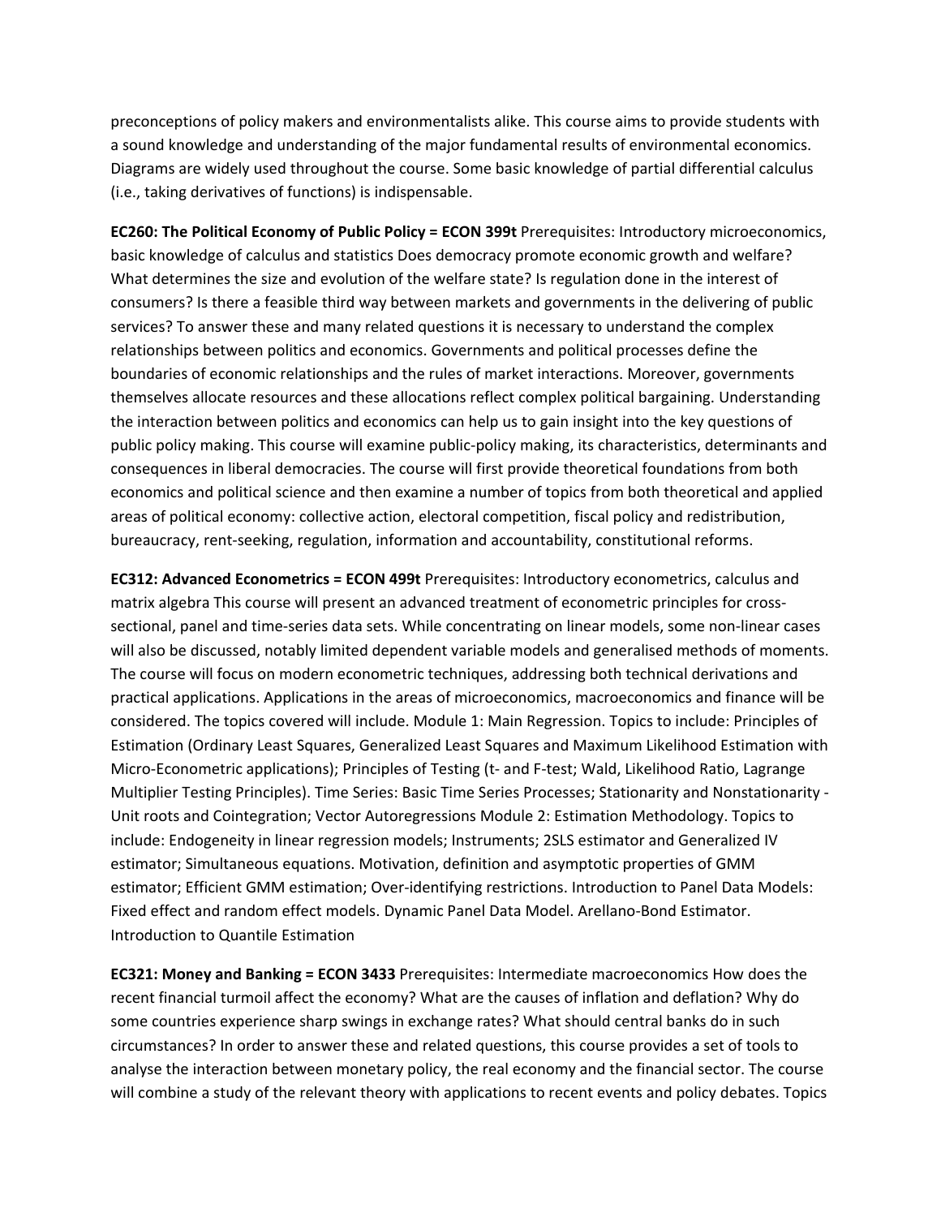preconceptions of policy makers and environmentalists alike. This course aims to provide students with a sound knowledge and understanding of the major fundamental results of environmental economics. Diagrams are widely used throughout the course. Some basic knowledge of partial differential calculus (i.e., taking derivatives of functions) is indispensable.

**EC260: The Political Economy of Public Policy = ECON 399t** Prerequisites: Introductory microeconomics, basic knowledge of calculus and statistics Does democracy promote economic growth and welfare? What determines the size and evolution of the welfare state? Is regulation done in the interest of consumers? Is there a feasible third way between markets and governments in the delivering of public services? To answer these and many related questions it is necessary to understand the complex relationships between politics and economics. Governments and political processes define the boundaries of economic relationships and the rules of market interactions. Moreover, governments themselves allocate resources and these allocations reflect complex political bargaining. Understanding the interaction between politics and economics can help us to gain insight into the key questions of public policy making. This course will examine public-policy making, its characteristics, determinants and consequences in liberal democracies. The course will first provide theoretical foundations from both economics and political science and then examine a number of topics from both theoretical and applied areas of political economy: collective action, electoral competition, fiscal policy and redistribution, bureaucracy, rent-seeking, regulation, information and accountability, constitutional reforms.

**EC312: Advanced Econometrics = ECON 499t** Prerequisites: Introductory econometrics, calculus and matrix algebra This course will present an advanced treatment of econometric principles for cross-sectional, panel and time-series data sets. While concentrating on linear models, some non-linear cases will also be discussed, notably limited dependent variable models and generalised methods of moments. The course will focus on modern econometric techniques, addressing both technical derivations and practical applications. Applications in the areas of microeconomics, macroeconomics and finance will be considered. The topics covered will include. Module 1: Main Regression. Topics to include: Principles of Estimation (Ordinary Least Squares, Generalized Least Squares and Maximum Likelihood Estimation with Micro-Econometric applications); Principles of Testing (t- and F-test; Wald, Likelihood Ratio, Lagrange Multiplier Testing Principles). Time Series: Basic Time Series Processes; Stationarity and Nonstationarity - Unit roots and Cointegration; Vector Autoregressions Module 2: Estimation Methodology. Topics to include: Endogeneity in linear regression models; Instruments; 2SLS estimator and Generalized IV estimator; Simultaneous equations. Motivation, definition and asymptotic properties of GMM estimator; Efficient GMM estimation; Over-identifying restrictions. Introduction to Panel Data Models: Fixed effect and random effect models. Dynamic Panel Data Model. Arellano-Bond Estimator. Introduction to Quantile Estimation

**EC321: Money and Banking = ECON 3433** Prerequisites: Intermediate macroeconomics How does the recent financial turmoil affect the economy? What are the causes of inflation and deflation? Why do some countries experience sharp swings in exchange rates? What should central banks do in such circumstances? In order to answer these and related questions, this course provides a set of tools to analyse the interaction between monetary policy, the real economy and the financial sector. The course will combine a study of the relevant theory with applications to recent events and policy debates. Topics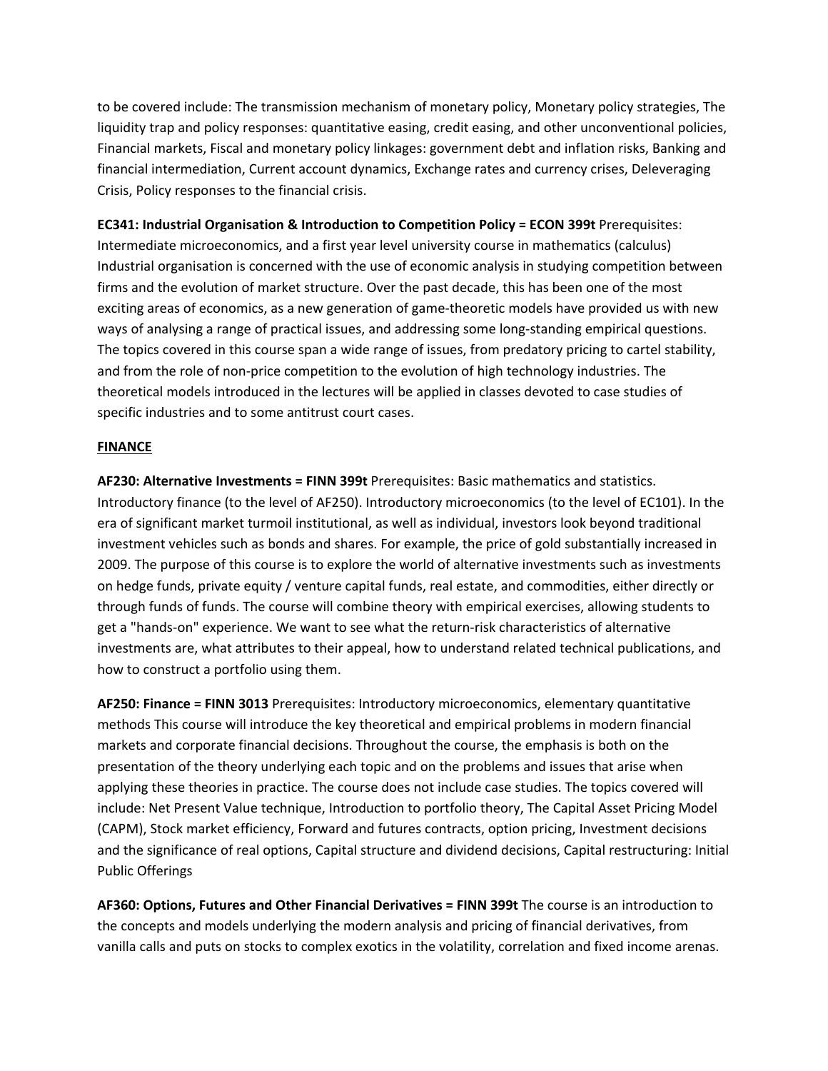to be covered include: The transmission mechanism of monetary policy, Monetary policy strategies, The liquidity trap and policy responses: quantitative easing, credit easing, and other unconventional policies, Financial markets, Fiscal and monetary policy linkages: government debt and inflation risks, Banking and financial intermediation, Current account dynamics, Exchange rates and currency crises, Deleveraging Crisis, Policy responses to the financial crisis.

**EC341: Industrial Organisation & Introduction to Competition Policy = ECON 399t** Prerequisites: Intermediate microeconomics, and a first year level university course in mathematics (calculus) Industrial organisation is concerned with the use of economic analysis in studying competition between firms and the evolution of market structure. Over the past decade, this has been one of the most exciting areas of economics, as a new generation of game-theoretic models have provided us with new ways of analysing a range of practical issues, and addressing some long-standing empirical questions. The topics covered in this course span a wide range of issues, from predatory pricing to cartel stability, and from the role of non-price competition to the evolution of high technology industries. The theoretical models introduced in the lectures will be applied in classes devoted to case studies of specific industries and to some antitrust court cases.

**FINANCE**

**AF230: Alternative Investments = FINN 399t** Prerequisites: Basic mathematics and statistics. Introductory finance (to the level of AF250). Introductory microeconomics (to the level of EC101). In the era of significant market turmoil institutional, as well as individual, investors look beyond traditional investment vehicles such as bonds and shares. For example, the price of gold substantially increased in 2009. The purpose of this course is to explore the world of alternative investments such as investments on hedge funds, private equity / venture capital funds, real estate, and commodities, either directly or through funds of funds. The course will combine theory with empirical exercises, allowing students to get a "hands-on" experience. We want to see what the return-risk characteristics of alternative investments are, what attributes to their appeal, how to understand related technical publications, and how to construct a portfolio using them.

**AF250: Finance = FINN 3013** Prerequisites: Introductory microeconomics, elementary quantitative methods This course will introduce the key theoretical and empirical problems in modern financial markets and corporate financial decisions. Throughout the course, the emphasis is both on the presentation of the theory underlying each topic and on the problems and issues that arise when applying these theories in practice. The course does not include case studies. The topics covered will include: Net Present Value technique, Introduction to portfolio theory, The Capital Asset Pricing Model (CAPM), Stock market efficiency, Forward and futures contracts, option pricing, Investment decisions and the significance of real options, Capital structure and dividend decisions, Capital restructuring: Initial Public Offerings

**AF360: Options, Futures and Other Financial Derivatives = FINN 399t** The course is an introduction to the concepts and models underlying the modern analysis and pricing of financial derivatives, from vanilla calls and puts on stocks to complex exotics in the volatility, correlation and fixed income arenas.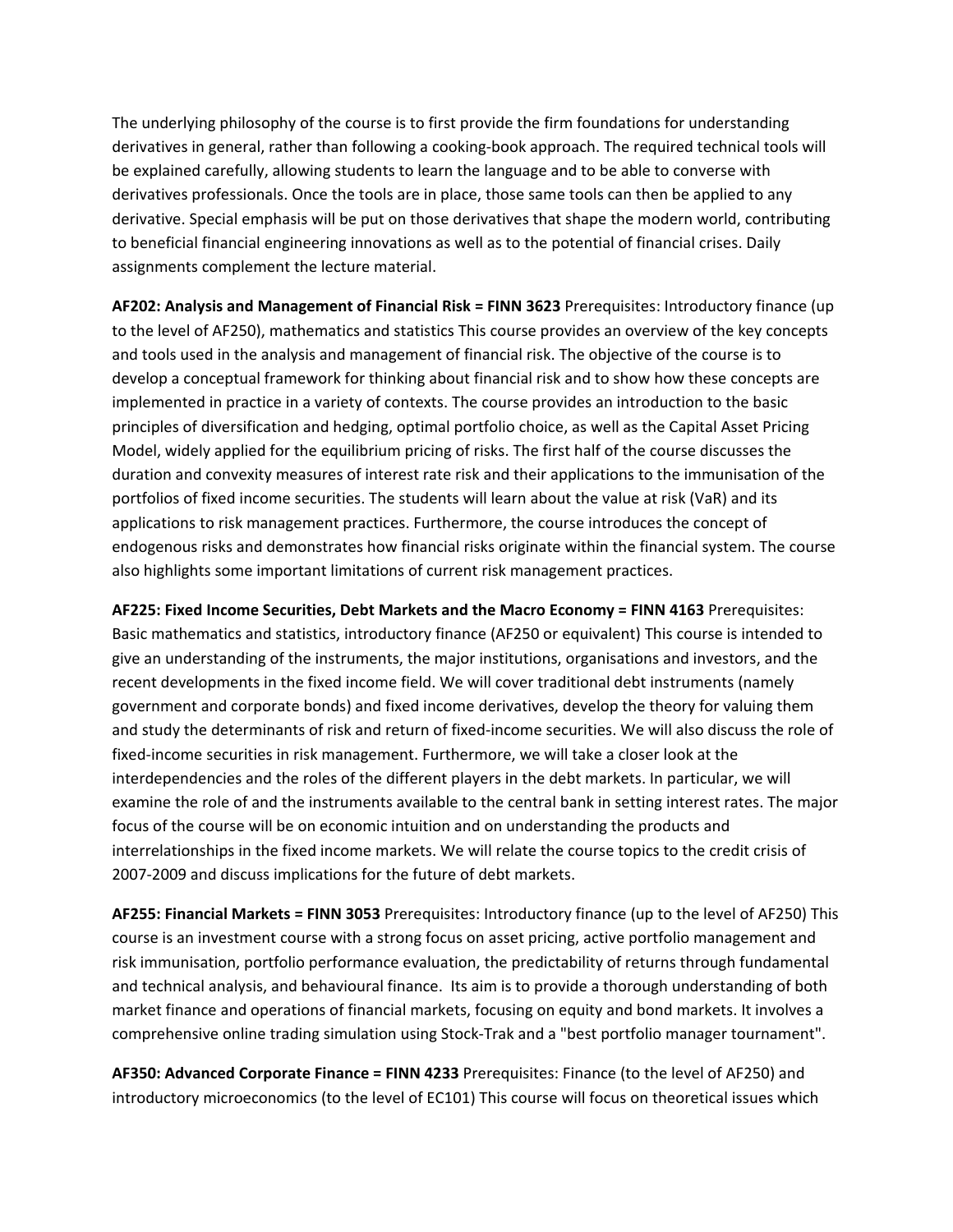The underlying philosophy of the course is to first provide the firm foundations for understanding derivatives in general, rather than following a cooking-book approach. The required technical tools will be explained carefully, allowing students to learn the language and to be able to converse with derivatives professionals. Once the tools are in place, those same tools can then be applied to any derivative. Special emphasis will be put on those derivatives that shape the modern world, contributing to beneficial financial engineering innovations as well as to the potential of financial crises. Daily assignments complement the lecture material.

**AF202: Analysis and Management of Financial Risk = FINN 3623** Prerequisites: Introductory finance (up to the level of AF250), mathematics and statistics This course provides an overview of the key concepts and tools used in the analysis and management of financial risk. The objective of the course is to develop a conceptual framework for thinking about financial risk and to show how these concepts are implemented in practice in a variety of contexts. The course provides an introduction to the basic principles of diversification and hedging, optimal portfolio choice, as well as the Capital Asset Pricing Model, widely applied for the equilibrium pricing of risks. The first half of the course discusses the duration and convexity measures of interest rate risk and their applications to the immunisation of the portfolios of fixed income securities. The students will learn about the value at risk (VaR) and its applications to risk management practices. Furthermore, the course introduces the concept of endogenous risks and demonstrates how financial risks originate within the financial system. The course also highlights some important limitations of current risk management practices.

**AF225: Fixed Income Securities, Debt Markets and the Macro Economy = FINN 4163** Prerequisites: Basic mathematics and statistics, introductory finance (AF250 or equivalent) This course is intended to give an understanding of the instruments, the major institutions, organisations and investors, and the recent developments in the fixed income field. We will cover traditional debt instruments (namely government and corporate bonds) and fixed income derivatives, develop the theory for valuing them and study the determinants of risk and return of fixed-income securities. We will also discuss the role of fixed-income securities in risk management. Furthermore, we will take a closer look at the interdependencies and the roles of the different players in the debt markets. In particular, we will examine the role of and the instruments available to the central bank in setting interest rates. The major focus of the course will be on economic intuition and on understanding the products and interrelationships in the fixed income markets. We will relate the course topics to the credit crisis of 2007-2009 and discuss implications for the future of debt markets.

**AF255: Financial Markets = FINN 3053** Prerequisites: Introductory finance (up to the level of AF250) This course is an investment course with a strong focus on asset pricing, active portfolio management and risk immunisation, portfolio performance evaluation, the predictability of returns through fundamental and technical analysis, and behavioural finance. Its aim is to provide a thorough understanding of both market finance and operations of financial markets, focusing on equity and bond markets. It involves a comprehensive online trading simulation using Stock-Trak and a "best portfolio manager tournament".

**AF350: Advanced Corporate Finance = FINN 4233** Prerequisites: Finance (to the level of AF250) and introductory microeconomics (to the level of EC101) This course will focus on theoretical issues which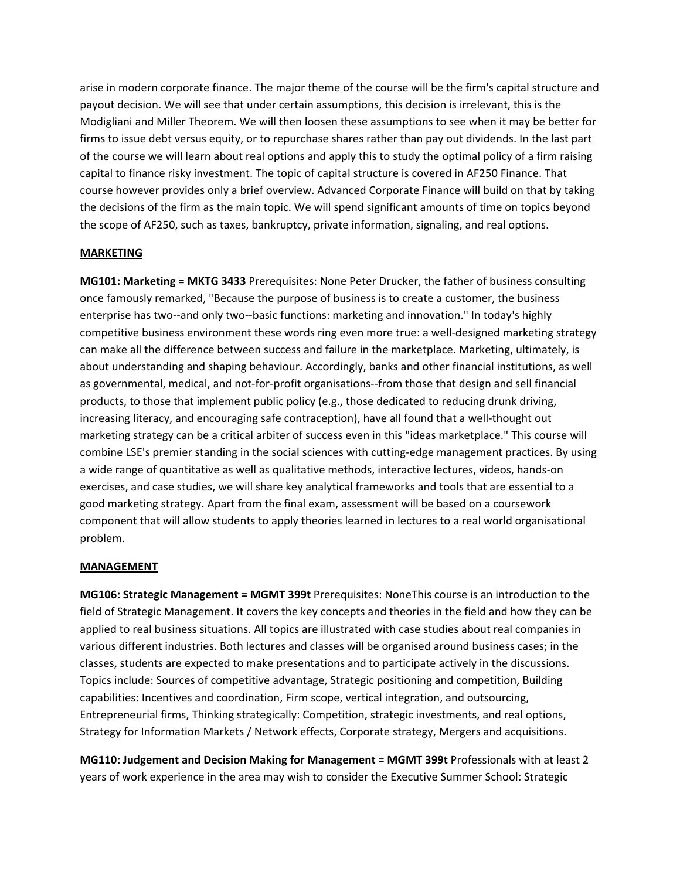arise in modern corporate finance. The major theme of the course will be the firm's capital structure and payout decision. We will see that under certain assumptions, this decision is irrelevant, this is the Modigliani and Miller Theorem. We will then loosen these assumptions to see when it may be better for firms to issue debt versus equity, or to repurchase shares rather than pay out dividends. In the last part of the course we will learn about real options and apply this to study the optimal policy of a firm raising capital to finance risky investment. The topic of capital structure is covered in AF250 Finance. That course however provides only a brief overview. Advanced Corporate Finance will build on that by taking the decisions of the firm as the main topic. We will spend significant amounts of time on topics beyond the scope of AF250, such as taxes, bankruptcy, private information, signaling, and real options.

## MARKETING

**MG101: Marketing = MKTG 3433** Prerequisites: None Peter Drucker, the father of business consulting once famously remarked, "Because the purpose of business is to create a customer, the business enterprise has two--and only two--basic functions: marketing and innovation." In today's highly competitive business environment these words ring even more true: a well-designed marketing strategy can make all the difference between success and failure in the marketplace. Marketing, ultimately, is about understanding and shaping behaviour. Accordingly, banks and other financial institutions, as well as governmental, medical, and not-for-profit organisations--from those that design and sell financial products, to those that implement public policy (e.g., those dedicated to reducing drunk driving, increasing literacy, and encouraging safe contraception), have all found that a well-thought out marketing strategy can be a critical arbiter of success even in this "ideas marketplace." This course will combine LSE's premier standing in the social sciences with cutting-edge management practices. By using a wide range of quantitative as well as qualitative methods, interactive lectures, videos, hands-on exercises, and case studies, we will share key analytical frameworks and tools that are essential to a good marketing strategy. Apart from the final exam, assessment will be based on a coursework component that will allow students to apply theories learned in lectures to a real world organisational problem.

## MANAGEMENT

**MG106: Strategic Management = MGMT 399t** Prerequisites: NoneThis course is an introduction to the field of Strategic Management. It covers the key concepts and theories in the field and how they can be applied to real business situations. All topics are illustrated with case studies about real companies in various different industries. Both lectures and classes will be organised around business cases; in the classes, students are expected to make presentations and to participate actively in the discussions. Topics include: Sources of competitive advantage, Strategic positioning and competition, Building capabilities: Incentives and coordination, Firm scope, vertical integration, and outsourcing, Entrepreneurial firms, Thinking strategically: Competition, strategic investments, and real options, Strategy for Information Markets / Network effects, Corporate strategy, Mergers and acquisitions.

**MG110: Judgement and Decision Making for Management = MGMT 399t** Professionals with at least 2 years of work experience in the area may wish to consider the Executive Summer School: Strategic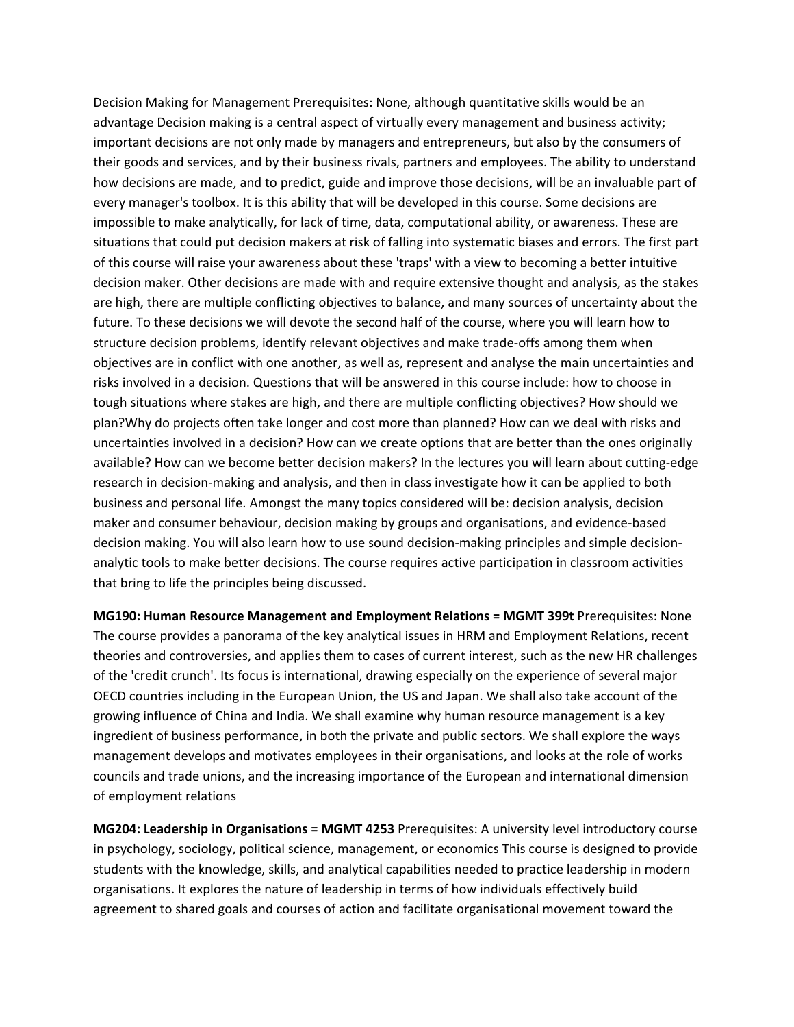Decision Making for Management Prerequisites: None, although quantitative skills would be an advantage Decision making is a central aspect of virtually every management and business activity; important decisions are not only made by managers and entrepreneurs, but also by the consumers of their goods and services, and by their business rivals, partners and employees. The ability to understand how decisions are made, and to predict, guide and improve those decisions, will be an invaluable part of every manager's toolbox. It is this ability that will be developed in this course. Some decisions are impossible to make analytically, for lack of time, data, computational ability, or awareness. These are situations that could put decision makers at risk of falling into systematic biases and errors. The first part of this course will raise your awareness about these 'traps' with a view to becoming a better intuitive decision maker. Other decisions are made with and require extensive thought and analysis, as the stakes are high, there are multiple conflicting objectives to balance, and many sources of uncertainty about the future. To these decisions we will devote the second half of the course, where you will learn how to structure decision problems, identify relevant objectives and make trade-offs among them when objectives are in conflict with one another, as well as, represent and analyse the main uncertainties and risks involved in a decision. Questions that will be answered in this course include: how to choose in tough situations where stakes are high, and there are multiple conflicting objectives? How should we plan?Why do projects often take longer and cost more than planned? How can we deal with risks and uncertainties involved in a decision? How can we create options that are better than the ones originally available? How can we become better decision makers? In the lectures you will learn about cutting-edge research in decision-making and analysis, and then in class investigate how it can be applied to both business and personal life. Amongst the many topics considered will be: decision analysis, decision maker and consumer behaviour, decision making by groups and organisations, and evidence-based decision making. You will also learn how to use sound decision-making principles and simple decision-analytic tools to make better decisions. The course requires active participation in classroom activities that bring to life the principles being discussed.

**MG190: Human Resource Management and Employment Relations = MGMT 399t** Prerequisites: None The course provides a panorama of the key analytical issues in HRM and Employment Relations, recent theories and controversies, and applies them to cases of current interest, such as the new HR challenges of the 'credit crunch'. Its focus is international, drawing especially on the experience of several major OECD countries including in the European Union, the US and Japan. We shall also take account of the growing influence of China and India. We shall examine why human resource management is a key ingredient of business performance, in both the private and public sectors. We shall explore the ways management develops and motivates employees in their organisations, and looks at the role of works councils and trade unions, and the increasing importance of the European and international dimension of employment relations

**MG204: Leadership in Organisations = MGMT 4253** Prerequisites: A university level introductory course in psychology, sociology, political science, management, or economics This course is designed to provide students with the knowledge, skills, and analytical capabilities needed to practice leadership in modern organisations. It explores the nature of leadership in terms of how individuals effectively build agreement to shared goals and courses of action and facilitate organisational movement toward the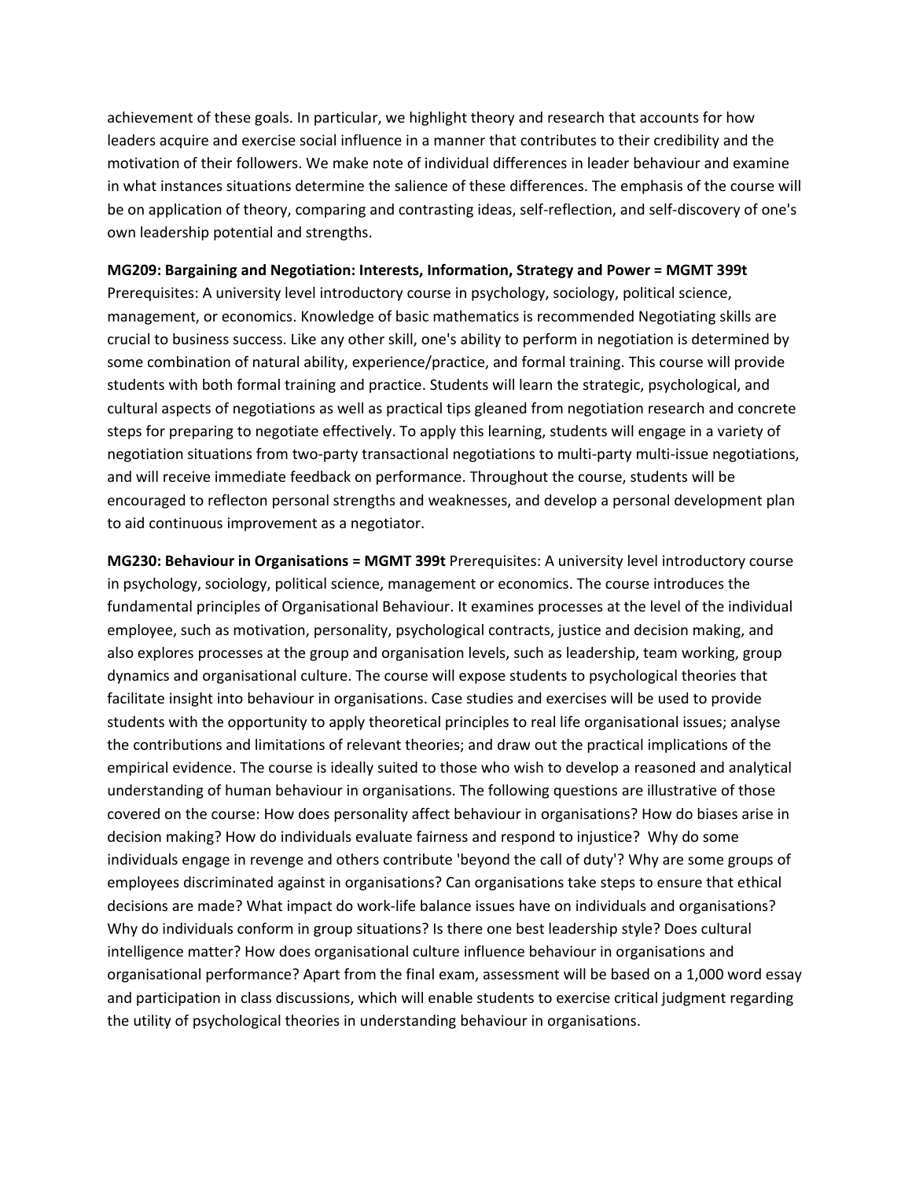achievement of these goals. In particular, we highlight theory and research that accounts for how leaders acquire and exercise social influence in a manner that contributes to their credibility and the motivation of their followers. We make note of individual differences in leader behaviour and examine in what instances situations determine the salience of these differences. The emphasis of the course will be on application of theory, comparing and contrasting ideas, self-reflection, and self-discovery of one's own leadership potential and strengths.

**MG209: Bargaining and Negotiation: Interests, Information, Strategy and Power = MGMT 399t**
Prerequisites: A university level introductory course in psychology, sociology, political science, management, or economics. Knowledge of basic mathematics is recommended Negotiating skills are crucial to business success. Like any other skill, one's ability to perform in negotiation is determined by some combination of natural ability, experience/practice, and formal training. This course will provide students with both formal training and practice. Students will learn the strategic, psychological, and cultural aspects of negotiations as well as practical tips gleaned from negotiation research and concrete steps for preparing to negotiate effectively. To apply this learning, students will engage in a variety of negotiation situations from two-party transactional negotiations to multi-party multi-issue negotiations, and will receive immediate feedback on performance. Throughout the course, students will be encouraged to reflecton personal strengths and weaknesses, and develop a personal development plan to aid continuous improvement as a negotiator.

**MG230: Behaviour in Organisations = MGMT 399t** Prerequisites: A university level introductory course in psychology, sociology, political science, management or economics. The course introduces the fundamental principles of Organisational Behaviour. It examines processes at the level of the individual employee, such as motivation, personality, psychological contracts, justice and decision making, and also explores processes at the group and organisation levels, such as leadership, team working, group dynamics and organisational culture. The course will expose students to psychological theories that facilitate insight into behaviour in organisations. Case studies and exercises will be used to provide students with the opportunity to apply theoretical principles to real life organisational issues; analyse the contributions and limitations of relevant theories; and draw out the practical implications of the empirical evidence. The course is ideally suited to those who wish to develop a reasoned and analytical understanding of human behaviour in organisations. The following questions are illustrative of those covered on the course: How does personality affect behaviour in organisations? How do biases arise in decision making? How do individuals evaluate fairness and respond to injustice? Why do some individuals engage in revenge and others contribute 'beyond the call of duty'? Why are some groups of employees discriminated against in organisations? Can organisations take steps to ensure that ethical decisions are made? What impact do work-life balance issues have on individuals and organisations? Why do individuals conform in group situations? Is there one best leadership style? Does cultural intelligence matter? How does organisational culture influence behaviour in organisations and organisational performance? Apart from the final exam, assessment will be based on a 1,000 word essay and participation in class discussions, which will enable students to exercise critical judgment regarding the utility of psychological theories in understanding behaviour in organisations.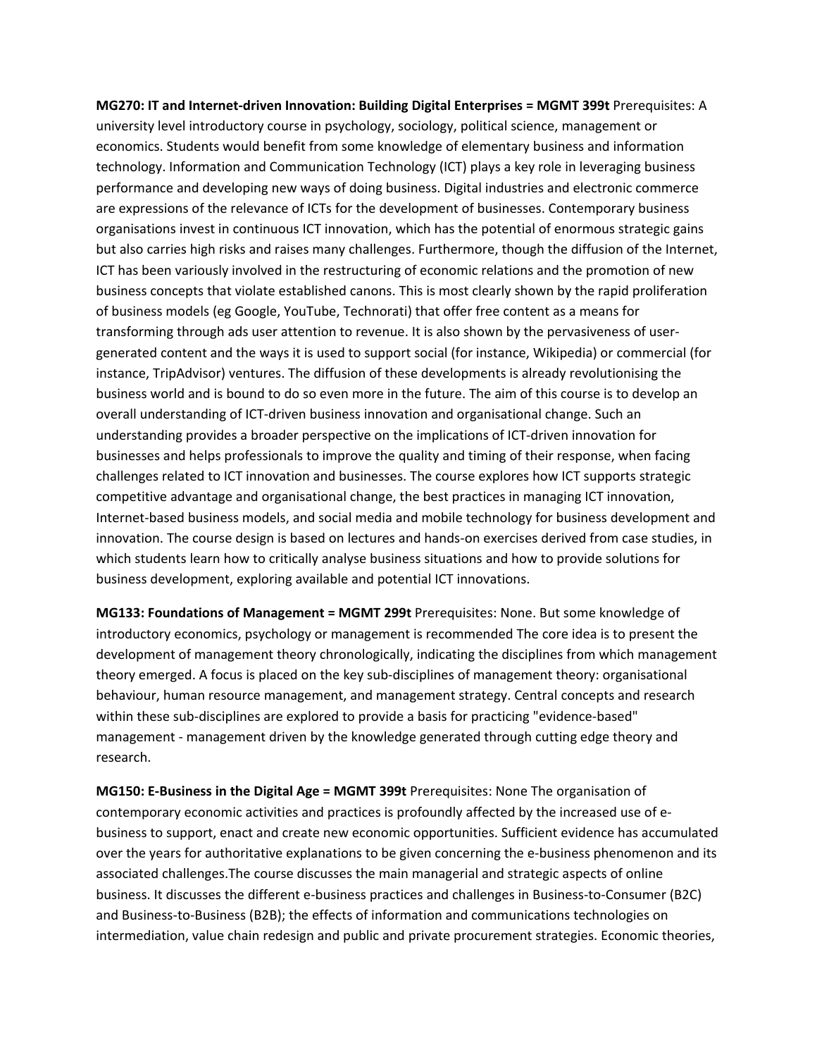**MG270: IT and Internet-driven Innovation: Building Digital Enterprises = MGMT 399t** Prerequisites: A university level introductory course in psychology, sociology, political science, management or economics. Students would benefit from some knowledge of elementary business and information technology. Information and Communication Technology (ICT) plays a key role in leveraging business performance and developing new ways of doing business. Digital industries and electronic commerce are expressions of the relevance of ICTs for the development of businesses. Contemporary business organisations invest in continuous ICT innovation, which has the potential of enormous strategic gains but also carries high risks and raises many challenges. Furthermore, though the diffusion of the Internet, ICT has been variously involved in the restructuring of economic relations and the promotion of new business concepts that violate established canons. This is most clearly shown by the rapid proliferation of business models (eg Google, YouTube, Technorati) that offer free content as a means for transforming through ads user attention to revenue. It is also shown by the pervasiveness of user-generated content and the ways it is used to support social (for instance, Wikipedia) or commercial (for instance, TripAdvisor) ventures. The diffusion of these developments is already revolutionising the business world and is bound to do so even more in the future. The aim of this course is to develop an overall understanding of ICT-driven business innovation and organisational change. Such an understanding provides a broader perspective on the implications of ICT-driven innovation for businesses and helps professionals to improve the quality and timing of their response, when facing challenges related to ICT innovation and businesses. The course explores how ICT supports strategic competitive advantage and organisational change, the best practices in managing ICT innovation, Internet-based business models, and social media and mobile technology for business development and innovation. The course design is based on lectures and hands-on exercises derived from case studies, in which students learn how to critically analyse business situations and how to provide solutions for business development, exploring available and potential ICT innovations.

**MG133: Foundations of Management = MGMT 299t** Prerequisites: None. But some knowledge of introductory economics, psychology or management is recommended The core idea is to present the development of management theory chronologically, indicating the disciplines from which management theory emerged. A focus is placed on the key sub-disciplines of management theory: organisational behaviour, human resource management, and management strategy. Central concepts and research within these sub-disciplines are explored to provide a basis for practicing "evidence-based" management - management driven by the knowledge generated through cutting edge theory and research.

**MG150: E-Business in the Digital Age = MGMT 399t** Prerequisites: None The organisation of contemporary economic activities and practices is profoundly affected by the increased use of e-business to support, enact and create new economic opportunities. Sufficient evidence has accumulated over the years for authoritative explanations to be given concerning the e-business phenomenon and its associated challenges.The course discusses the main managerial and strategic aspects of online business. It discusses the different e-business practices and challenges in Business-to-Consumer (B2C) and Business-to-Business (B2B); the effects of information and communications technologies on intermediation, value chain redesign and public and private procurement strategies. Economic theories,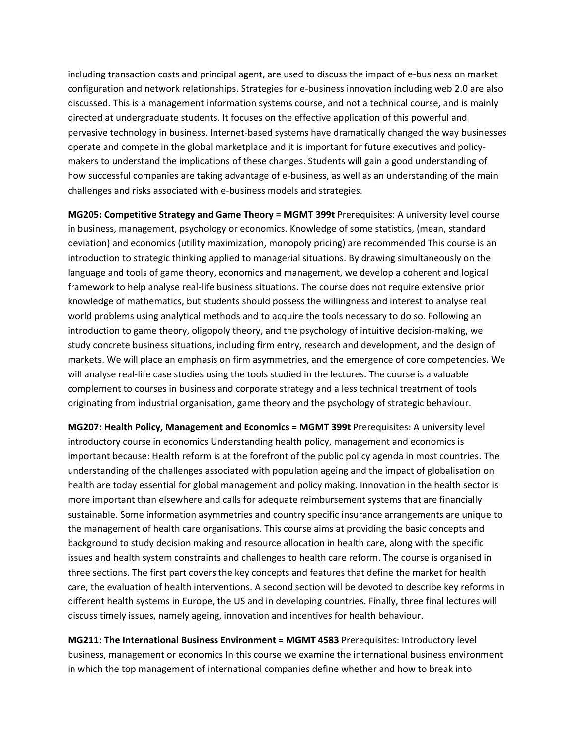including transaction costs and principal agent, are used to discuss the impact of e-business on market configuration and network relationships. Strategies for e-business innovation including web 2.0 are also discussed. This is a management information systems course, and not a technical course, and is mainly directed at undergraduate students. It focuses on the effective application of this powerful and pervasive technology in business. Internet-based systems have dramatically changed the way businesses operate and compete in the global marketplace and it is important for future executives and policy-makers to understand the implications of these changes. Students will gain a good understanding of how successful companies are taking advantage of e-business, as well as an understanding of the main challenges and risks associated with e-business models and strategies.

**MG205: Competitive Strategy and Game Theory = MGMT 399t** Prerequisites: A university level course in business, management, psychology or economics. Knowledge of some statistics, (mean, standard deviation) and economics (utility maximization, monopoly pricing) are recommended This course is an introduction to strategic thinking applied to managerial situations. By drawing simultaneously on the language and tools of game theory, economics and management, we develop a coherent and logical framework to help analyse real-life business situations. The course does not require extensive prior knowledge of mathematics, but students should possess the willingness and interest to analyse real world problems using analytical methods and to acquire the tools necessary to do so. Following an introduction to game theory, oligopoly theory, and the psychology of intuitive decision-making, we study concrete business situations, including firm entry, research and development, and the design of markets. We will place an emphasis on firm asymmetries, and the emergence of core competencies. We will analyse real-life case studies using the tools studied in the lectures. The course is a valuable complement to courses in business and corporate strategy and a less technical treatment of tools originating from industrial organisation, game theory and the psychology of strategic behaviour.

**MG207: Health Policy, Management and Economics = MGMT 399t** Prerequisites: A university level introductory course in economics Understanding health policy, management and economics is important because: Health reform is at the forefront of the public policy agenda in most countries. The understanding of the challenges associated with population ageing and the impact of globalisation on health are today essential for global management and policy making. Innovation in the health sector is more important than elsewhere and calls for adequate reimbursement systems that are financially sustainable. Some information asymmetries and country specific insurance arrangements are unique to the management of health care organisations. This course aims at providing the basic concepts and background to study decision making and resource allocation in health care, along with the specific issues and health system constraints and challenges to health care reform. The course is organised in three sections. The first part covers the key concepts and features that define the market for health care, the evaluation of health interventions. A second section will be devoted to describe key reforms in different health systems in Europe, the US and in developing countries. Finally, three final lectures will discuss timely issues, namely ageing, innovation and incentives for health behaviour.

**MG211: The International Business Environment = MGMT 4583** Prerequisites: Introductory level business, management or economics In this course we examine the international business environment in which the top management of international companies define whether and how to break into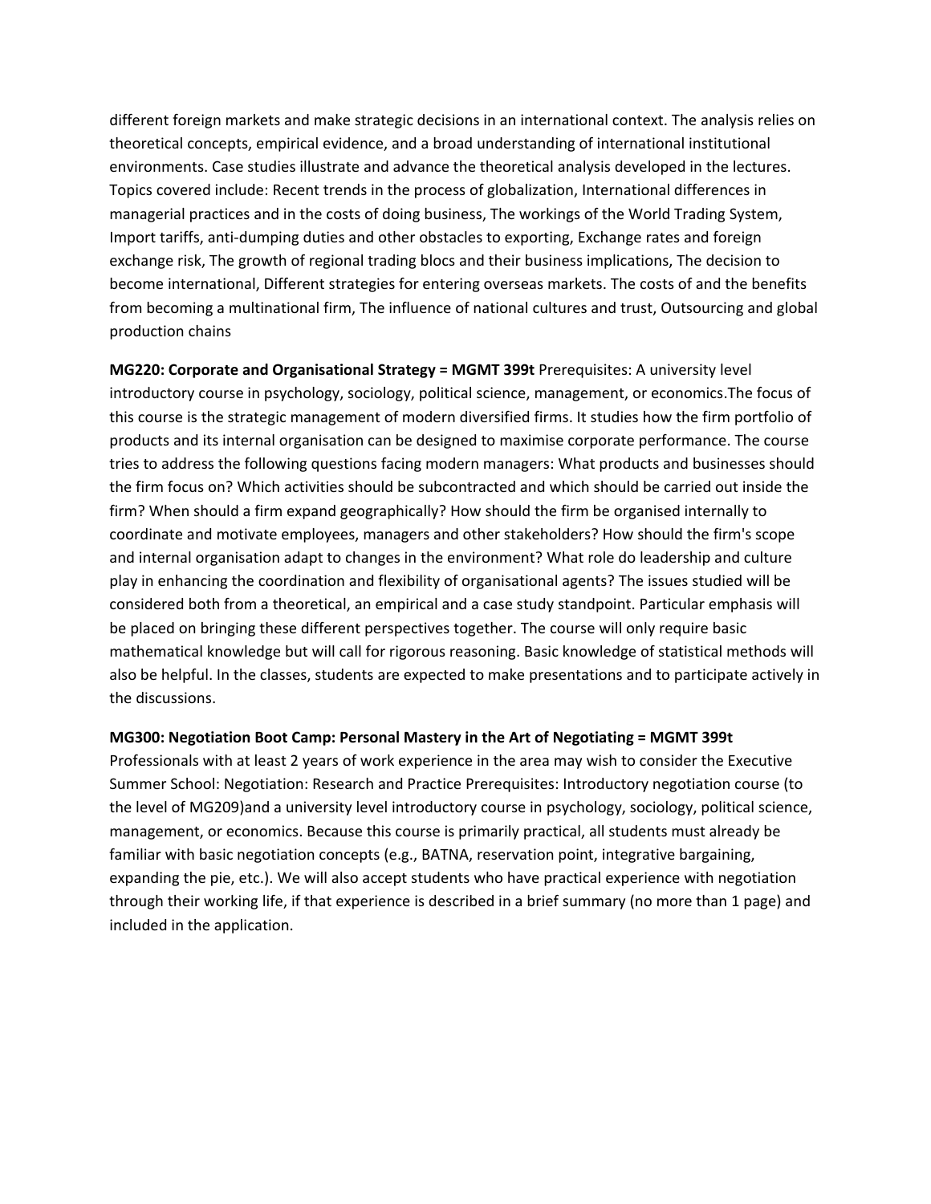different foreign markets and make strategic decisions in an international context. The analysis relies on theoretical concepts, empirical evidence, and a broad understanding of international institutional environments. Case studies illustrate and advance the theoretical analysis developed in the lectures. Topics covered include: Recent trends in the process of globalization, International differences in managerial practices and in the costs of doing business, The workings of the World Trading System, Import tariffs, anti-dumping duties and other obstacles to exporting, Exchange rates and foreign exchange risk, The growth of regional trading blocs and their business implications, The decision to become international, Different strategies for entering overseas markets. The costs of and the benefits from becoming a multinational firm, The influence of national cultures and trust, Outsourcing and global production chains

**MG220: Corporate and Organisational Strategy = MGMT 399t** Prerequisites: A university level introductory course in psychology, sociology, political science, management, or economics.The focus of this course is the strategic management of modern diversified firms. It studies how the firm portfolio of products and its internal organisation can be designed to maximise corporate performance. The course tries to address the following questions facing modern managers: What products and businesses should the firm focus on? Which activities should be subcontracted and which should be carried out inside the firm? When should a firm expand geographically? How should the firm be organised internally to coordinate and motivate employees, managers and other stakeholders? How should the firm's scope and internal organisation adapt to changes in the environment? What role do leadership and culture play in enhancing the coordination and flexibility of organisational agents? The issues studied will be considered both from a theoretical, an empirical and a case study standpoint. Particular emphasis will be placed on bringing these different perspectives together. The course will only require basic mathematical knowledge but will call for rigorous reasoning. Basic knowledge of statistical methods will also be helpful. In the classes, students are expected to make presentations and to participate actively in the discussions.

**MG300: Negotiation Boot Camp: Personal Mastery in the Art of Negotiating = MGMT 399t** Professionals with at least 2 years of work experience in the area may wish to consider the Executive Summer School: Negotiation: Research and Practice Prerequisites: Introductory negotiation course (to the level of MG209)and a university level introductory course in psychology, sociology, political science, management, or economics. Because this course is primarily practical, all students must already be familiar with basic negotiation concepts (e.g., BATNA, reservation point, integrative bargaining, expanding the pie, etc.). We will also accept students who have practical experience with negotiation through their working life, if that experience is described in a brief summary (no more than 1 page) and included in the application.